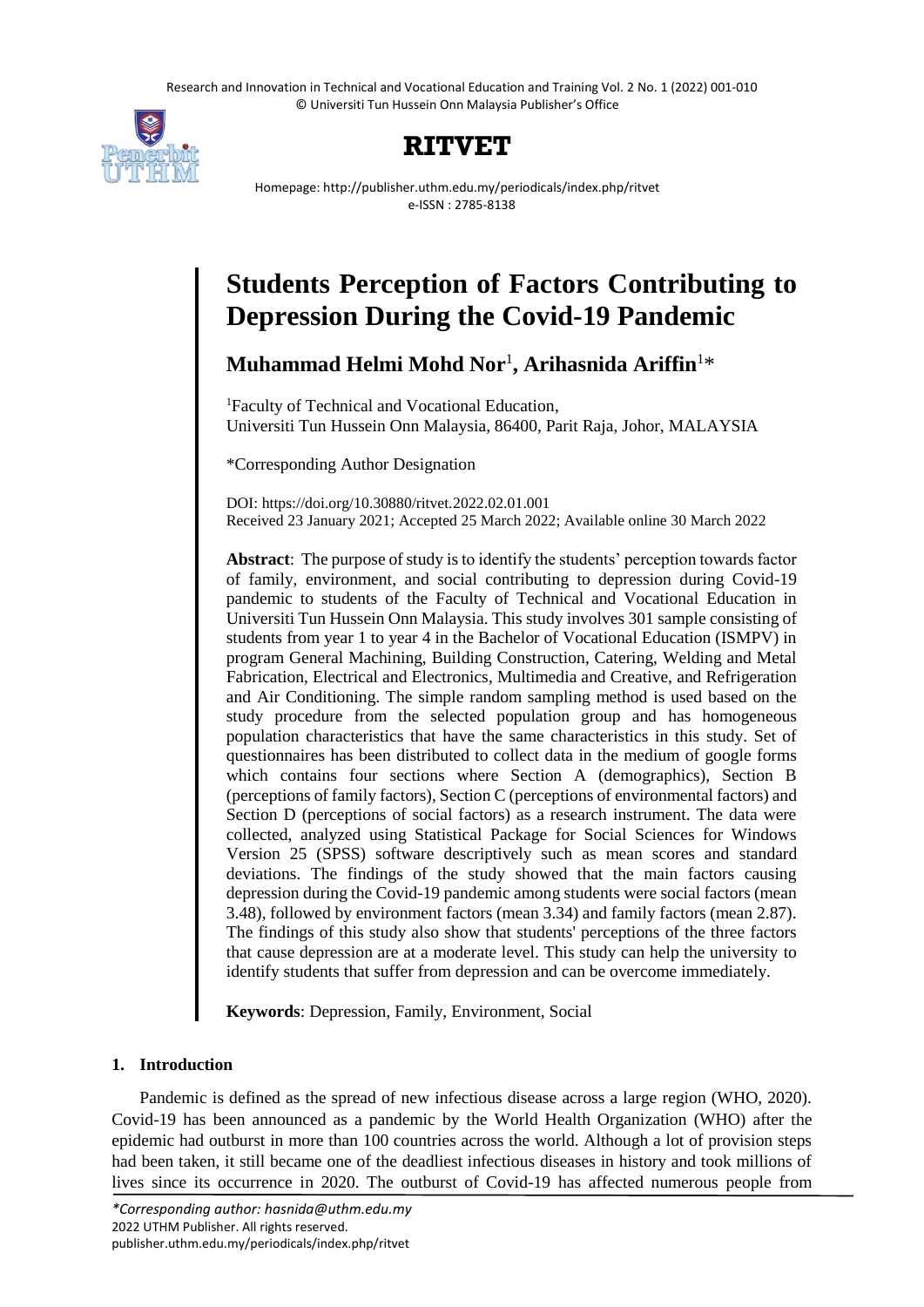# Students Perception of Factors Contributing to Depression During the Covid-19 Pandemic

**Muhammad Helmi Mohd Nor**[1], **Arihasnida Ariffin**[1]*

[1]Faculty of Technical and Vocational Education, Universiti Tun Hussein Onn Malaysia, 86400, Parit Raja, Johor, MALAYSIA

*Corresponding Author Designation

DOI: https://doi.org/10.30880/ritvet.2022.02.01.001
Received 23 January 2021; Accepted 25 March 2022; Available online 30 March 2022

**Abstract**: The purpose of study is to identify the students' perception towards factor of family, environment, and social contributing to depression during Covid-19 pandemic to students of the Faculty of Technical and Vocational Education in Universiti Tun Hussein Onn Malaysia. This study involves 301 sample consisting of students from year 1 to year 4 in the Bachelor of Vocational Education (ISMPV) in program General Machining, Building Construction, Catering, Welding and Metal Fabrication, Electrical and Electronics, Multimedia and Creative, and Refrigeration and Air Conditioning. The simple random sampling method is used based on the study procedure from the selected population group and has homogeneous population characteristics that have the same characteristics in this study. Set of questionnaires has been distributed to collect data in the medium of google forms which contains four sections where Section A (demographics), Section B (perceptions of family factors), Section C (perceptions of environmental factors) and Section D (perceptions of social factors) as a research instrument. The data were collected, analyzed using Statistical Package for Social Sciences for Windows Version 25 (SPSS) software descriptively such as mean scores and standard deviations. The findings of the study showed that the main factors causing depression during the Covid-19 pandemic among students were social factors (mean 3.48), followed by environment factors (mean 3.34) and family factors (mean 2.87). The findings of this study also show that students' perceptions of the three factors that cause depression are at a moderate level. This study can help the university to identify students that suffer from depression and can be overcome immediately.

**Keywords**: Depression, Family, Environment, Social

## 1. Introduction

Pandemic is defined as the spread of new infectious disease across a large region (WHO, 2020). Covid-19 has been announced as a pandemic by the World Health Organization (WHO) after the epidemic had outburst in more than 100 countries across the world. Although a lot of provision steps had been taken, it still became one of the deadliest infectious diseases in history and took millions of lives since its occurrence in 2020. The outburst of Covid-19 has affected numerous people from

*Corresponding author: hasnida@uthm.edu.my
2022 UTHM Publisher. All rights reserved.
publisher.uthm.edu.my/periodicals/index.php/ritvet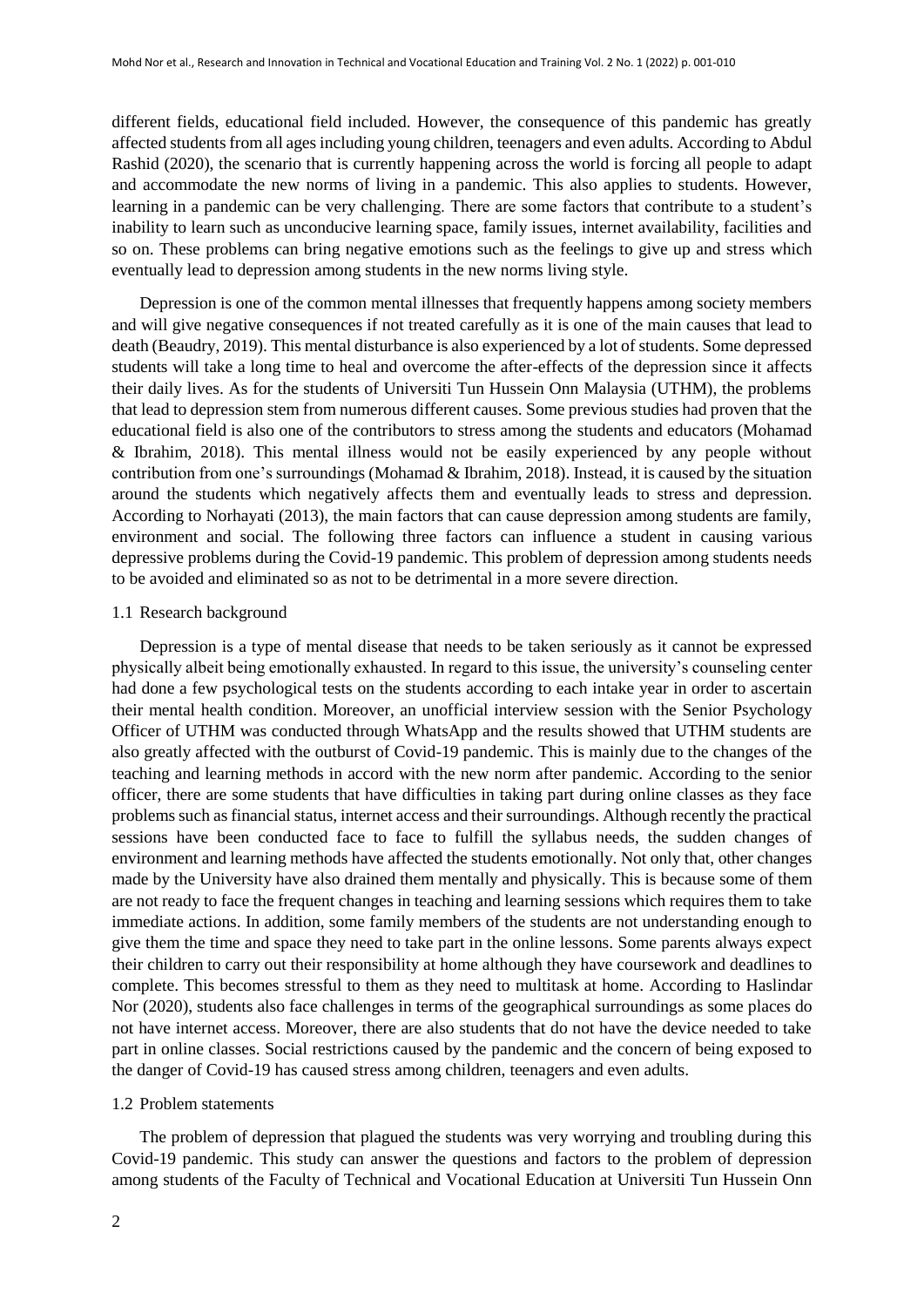different fields, educational field included. However, the consequence of this pandemic has greatly affected students from all ages including young children, teenagers and even adults. According to Abdul Rashid (2020), the scenario that is currently happening across the world is forcing all people to adapt and accommodate the new norms of living in a pandemic. This also applies to students. However, learning in a pandemic can be very challenging. There are some factors that contribute to a student's inability to learn such as unconducive learning space, family issues, internet availability, facilities and so on. These problems can bring negative emotions such as the feelings to give up and stress which eventually lead to depression among students in the new norms living style.

Depression is one of the common mental illnesses that frequently happens among society members and will give negative consequences if not treated carefully as it is one of the main causes that lead to death (Beaudry, 2019). This mental disturbance is also experienced by a lot of students. Some depressed students will take a long time to heal and overcome the after-effects of the depression since it affects their daily lives. As for the students of Universiti Tun Hussein Onn Malaysia (UTHM), the problems that lead to depression stem from numerous different causes. Some previous studies had proven that the educational field is also one of the contributors to stress among the students and educators (Mohamad & Ibrahim, 2018). This mental illness would not be easily experienced by any people without contribution from one's surroundings (Mohamad & Ibrahim, 2018). Instead, it is caused by the situation around the students which negatively affects them and eventually leads to stress and depression. According to Norhayati (2013), the main factors that can cause depression among students are family, environment and social. The following three factors can influence a student in causing various depressive problems during the Covid-19 pandemic. This problem of depression among students needs to be avoided and eliminated so as not to be detrimental in a more severe direction.

## 1.1 Research background

Depression is a type of mental disease that needs to be taken seriously as it cannot be expressed physically albeit being emotionally exhausted. In regard to this issue, the university's counseling center had done a few psychological tests on the students according to each intake year in order to ascertain their mental health condition. Moreover, an unofficial interview session with the Senior Psychology Officer of UTHM was conducted through WhatsApp and the results showed that UTHM students are also greatly affected with the outburst of Covid-19 pandemic. This is mainly due to the changes of the teaching and learning methods in accord with the new norm after pandemic. According to the senior officer, there are some students that have difficulties in taking part during online classes as they face problems such as financial status, internet access and their surroundings. Although recently the practical sessions have been conducted face to face to fulfill the syllabus needs, the sudden changes of environment and learning methods have affected the students emotionally. Not only that, other changes made by the University have also drained them mentally and physically. This is because some of them are not ready to face the frequent changes in teaching and learning sessions which requires them to take immediate actions. In addition, some family members of the students are not understanding enough to give them the time and space they need to take part in the online lessons. Some parents always expect their children to carry out their responsibility at home although they have coursework and deadlines to complete. This becomes stressful to them as they need to multitask at home. According to Haslindar Nor (2020), students also face challenges in terms of the geographical surroundings as some places do not have internet access. Moreover, there are also students that do not have the device needed to take part in online classes. Social restrictions caused by the pandemic and the concern of being exposed to the danger of Covid-19 has caused stress among children, teenagers and even adults.

## 1.2 Problem statements

The problem of depression that plagued the students was very worrying and troubling during this Covid-19 pandemic. This study can answer the questions and factors to the problem of depression among students of the Faculty of Technical and Vocational Education at Universiti Tun Hussein Onn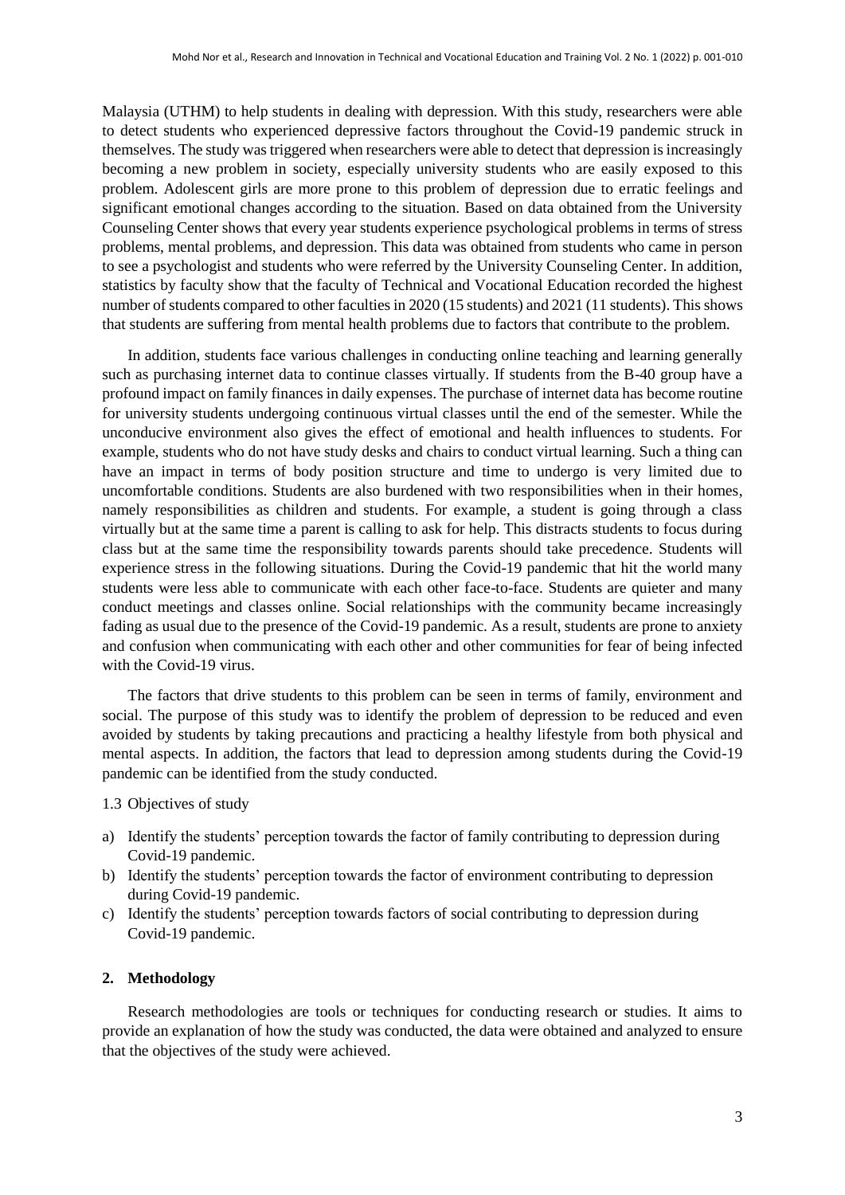Malaysia (UTHM) to help students in dealing with depression. With this study, researchers were able to detect students who experienced depressive factors throughout the Covid-19 pandemic struck in themselves. The study was triggered when researchers were able to detect that depression is increasingly becoming a new problem in society, especially university students who are easily exposed to this problem. Adolescent girls are more prone to this problem of depression due to erratic feelings and significant emotional changes according to the situation. Based on data obtained from the University Counseling Center shows that every year students experience psychological problems in terms of stress problems, mental problems, and depression. This data was obtained from students who came in person to see a psychologist and students who were referred by the University Counseling Center. In addition, statistics by faculty show that the faculty of Technical and Vocational Education recorded the highest number of students compared to other faculties in 2020 (15 students) and 2021 (11 students). This shows that students are suffering from mental health problems due to factors that contribute to the problem.

In addition, students face various challenges in conducting online teaching and learning generally such as purchasing internet data to continue classes virtually. If students from the B-40 group have a profound impact on family finances in daily expenses. The purchase of internet data has become routine for university students undergoing continuous virtual classes until the end of the semester. While the unconducive environment also gives the effect of emotional and health influences to students. For example, students who do not have study desks and chairs to conduct virtual learning. Such a thing can have an impact in terms of body position structure and time to undergo is very limited due to uncomfortable conditions. Students are also burdened with two responsibilities when in their homes, namely responsibilities as children and students. For example, a student is going through a class virtually but at the same time a parent is calling to ask for help. This distracts students to focus during class but at the same time the responsibility towards parents should take precedence. Students will experience stress in the following situations. During the Covid-19 pandemic that hit the world many students were less able to communicate with each other face-to-face. Students are quieter and many conduct meetings and classes online. Social relationships with the community became increasingly fading as usual due to the presence of the Covid-19 pandemic. As a result, students are prone to anxiety and confusion when communicating with each other and other communities for fear of being infected with the Covid-19 virus.

The factors that drive students to this problem can be seen in terms of family, environment and social. The purpose of this study was to identify the problem of depression to be reduced and even avoided by students by taking precautions and practicing a healthy lifestyle from both physical and mental aspects. In addition, the factors that lead to depression among students during the Covid-19 pandemic can be identified from the study conducted.

### 1.3 Objectives of study

a) Identify the students' perception towards the factor of family contributing to depression during Covid-19 pandemic.
b) Identify the students' perception towards the factor of environment contributing to depression during Covid-19 pandemic.
c) Identify the students' perception towards factors of social contributing to depression during Covid-19 pandemic.

## 2. Methodology

Research methodologies are tools or techniques for conducting research or studies. It aims to provide an explanation of how the study was conducted, the data were obtained and analyzed to ensure that the objectives of the study were achieved.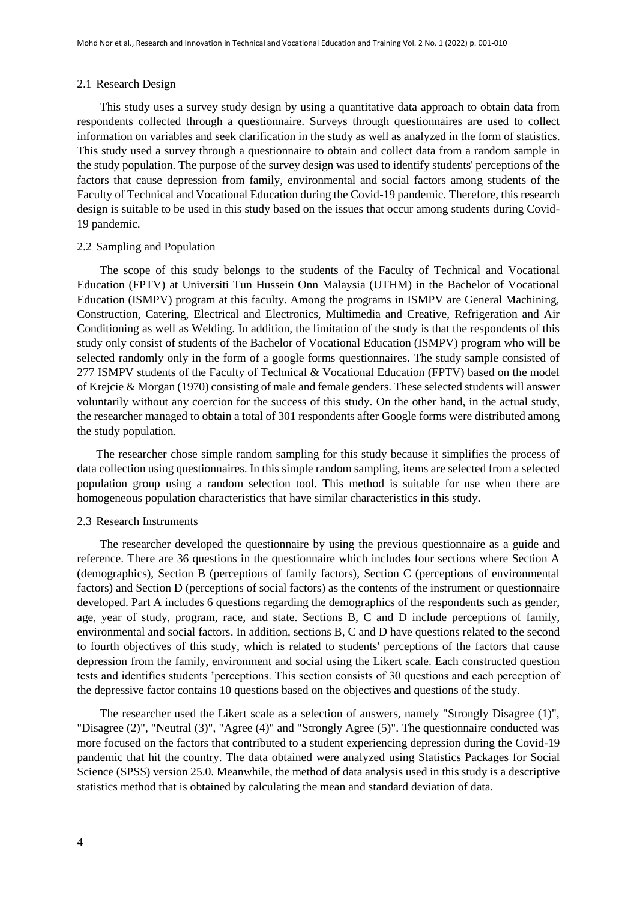### 2.1 Research Design

This study uses a survey study design by using a quantitative data approach to obtain data from respondents collected through a questionnaire. Surveys through questionnaires are used to collect information on variables and seek clarification in the study as well as analyzed in the form of statistics. This study used a survey through a questionnaire to obtain and collect data from a random sample in the study population. The purpose of the survey design was used to identify students' perceptions of the factors that cause depression from family, environmental and social factors among students of the Faculty of Technical and Vocational Education during the Covid-19 pandemic. Therefore, this research design is suitable to be used in this study based on the issues that occur among students during Covid-19 pandemic.

### 2.2 Sampling and Population

The scope of this study belongs to the students of the Faculty of Technical and Vocational Education (FPTV) at Universiti Tun Hussein Onn Malaysia (UTHM) in the Bachelor of Vocational Education (ISMPV) program at this faculty. Among the programs in ISMPV are General Machining, Construction, Catering, Electrical and Electronics, Multimedia and Creative, Refrigeration and Air Conditioning as well as Welding. In addition, the limitation of the study is that the respondents of this study only consist of students of the Bachelor of Vocational Education (ISMPV) program who will be selected randomly only in the form of a google forms questionnaires. The study sample consisted of 277 ISMPV students of the Faculty of Technical & Vocational Education (FPTV) based on the model of Krejcie & Morgan (1970) consisting of male and female genders. These selected students will answer voluntarily without any coercion for the success of this study. On the other hand, in the actual study, the researcher managed to obtain a total of 301 respondents after Google forms were distributed among the study population.

The researcher chose simple random sampling for this study because it simplifies the process of data collection using questionnaires. In this simple random sampling, items are selected from a selected population group using a random selection tool. This method is suitable for use when there are homogeneous population characteristics that have similar characteristics in this study.

### 2.3 Research Instruments

The researcher developed the questionnaire by using the previous questionnaire as a guide and reference. There are 36 questions in the questionnaire which includes four sections where Section A (demographics), Section B (perceptions of family factors), Section C (perceptions of environmental factors) and Section D (perceptions of social factors) as the contents of the instrument or questionnaire developed. Part A includes 6 questions regarding the demographics of the respondents such as gender, age, year of study, program, race, and state. Sections B, C and D include perceptions of family, environmental and social factors. In addition, sections B, C and D have questions related to the second to fourth objectives of this study, which is related to students' perceptions of the factors that cause depression from the family, environment and social using the Likert scale. Each constructed question tests and identifies students 'perceptions. This section consists of 30 questions and each perception of the depressive factor contains 10 questions based on the objectives and questions of the study.

The researcher used the Likert scale as a selection of answers, namely "Strongly Disagree (1)", "Disagree (2)", "Neutral (3)", "Agree (4)" and "Strongly Agree (5)". The questionnaire conducted was more focused on the factors that contributed to a student experiencing depression during the Covid-19 pandemic that hit the country. The data obtained were analyzed using Statistics Packages for Social Science (SPSS) version 25.0. Meanwhile, the method of data analysis used in this study is a descriptive statistics method that is obtained by calculating the mean and standard deviation of data.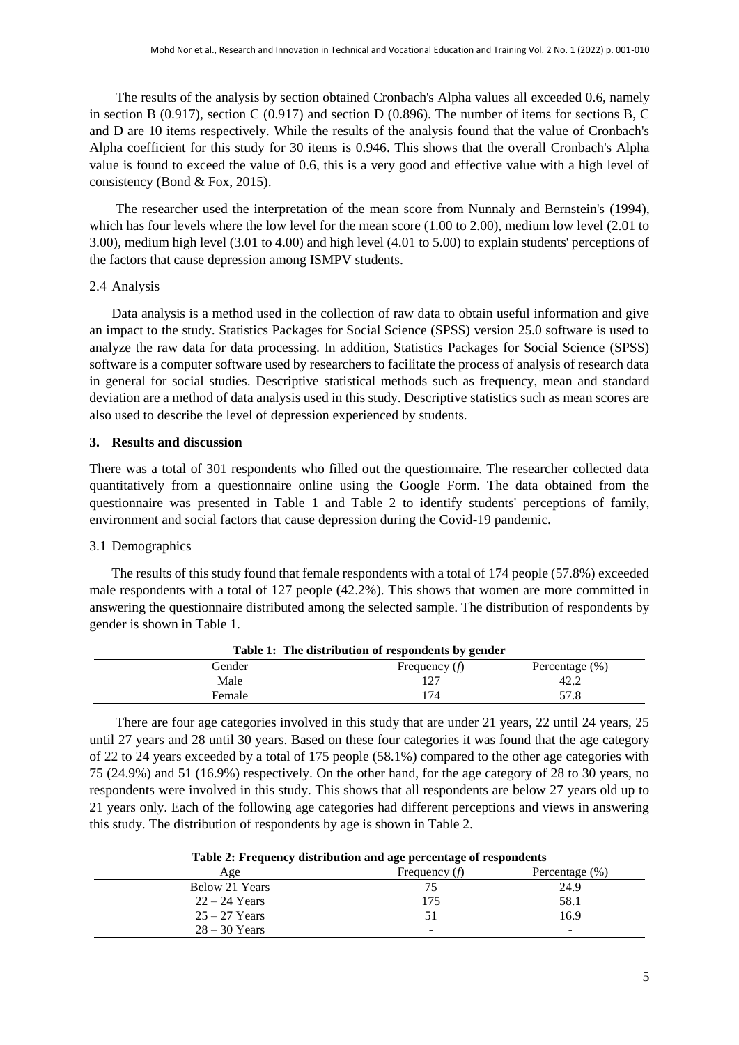The results of the analysis by section obtained Cronbach's Alpha values all exceeded 0.6, namely in section B (0.917), section C (0.917) and section D (0.896). The number of items for sections B, C and D are 10 items respectively. While the results of the analysis found that the value of Cronbach's Alpha coefficient for this study for 30 items is 0.946. This shows that the overall Cronbach's Alpha value is found to exceed the value of 0.6, this is a very good and effective value with a high level of consistency (Bond & Fox, 2015).

The researcher used the interpretation of the mean score from Nunnaly and Bernstein's (1994), which has four levels where the low level for the mean score (1.00 to 2.00), medium low level (2.01 to 3.00), medium high level (3.01 to 4.00) and high level (4.01 to 5.00) to explain students' perceptions of the factors that cause depression among ISMPV students.

### 2.4 Analysis

Data analysis is a method used in the collection of raw data to obtain useful information and give an impact to the study. Statistics Packages for Social Science (SPSS) version 25.0 software is used to analyze the raw data for data processing. In addition, Statistics Packages for Social Science (SPSS) software is a computer software used by researchers to facilitate the process of analysis of research data in general for social studies. Descriptive statistical methods such as frequency, mean and standard deviation are a method of data analysis used in this study. Descriptive statistics such as mean scores are also used to describe the level of depression experienced by students.

## 3. Results and discussion

There was a total of 301 respondents who filled out the questionnaire. The researcher collected data quantitatively from a questionnaire online using the Google Form. The data obtained from the questionnaire was presented in Table 1 and Table 2 to identify students' perceptions of family, environment and social factors that cause depression during the Covid-19 pandemic.

### 3.1 Demographics

The results of this study found that female respondents with a total of 174 people (57.8%) exceeded male respondents with a total of 127 people (42.2%). This shows that women are more committed in answering the questionnaire distributed among the selected sample. The distribution of respondents by gender is shown in Table 1.

**Table 1: The distribution of respondents by gender**

| Gender | Frequency (*f*) | Percentage (%) |
|---|---|---|
| Male | 127 | 42.2 |
| Female | 174 | 57.8 |

There are four age categories involved in this study that are under 21 years, 22 until 24 years, 25 until 27 years and 28 until 30 years. Based on these four categories it was found that the age category of 22 to 24 years exceeded by a total of 175 people (58.1%) compared to the other age categories with 75 (24.9%) and 51 (16.9%) respectively. On the other hand, for the age category of 28 to 30 years, no respondents were involved in this study. This shows that all respondents are below 27 years old up to 21 years only. Each of the following age categories had different perceptions and views in answering this study. The distribution of respondents by age is shown in Table 2.

**Table 2: Frequency distribution and age percentage of respondents**

| Age | Frequency (*f*) | Percentage (%) |
|---|---|---|
| Below 21 Years | 75 | 24.9 |
| 22 – 24 Years | 175 | 58.1 |
| 25 – 27 Years | 51 | 16.9 |
| 28 – 30 Years | - | - |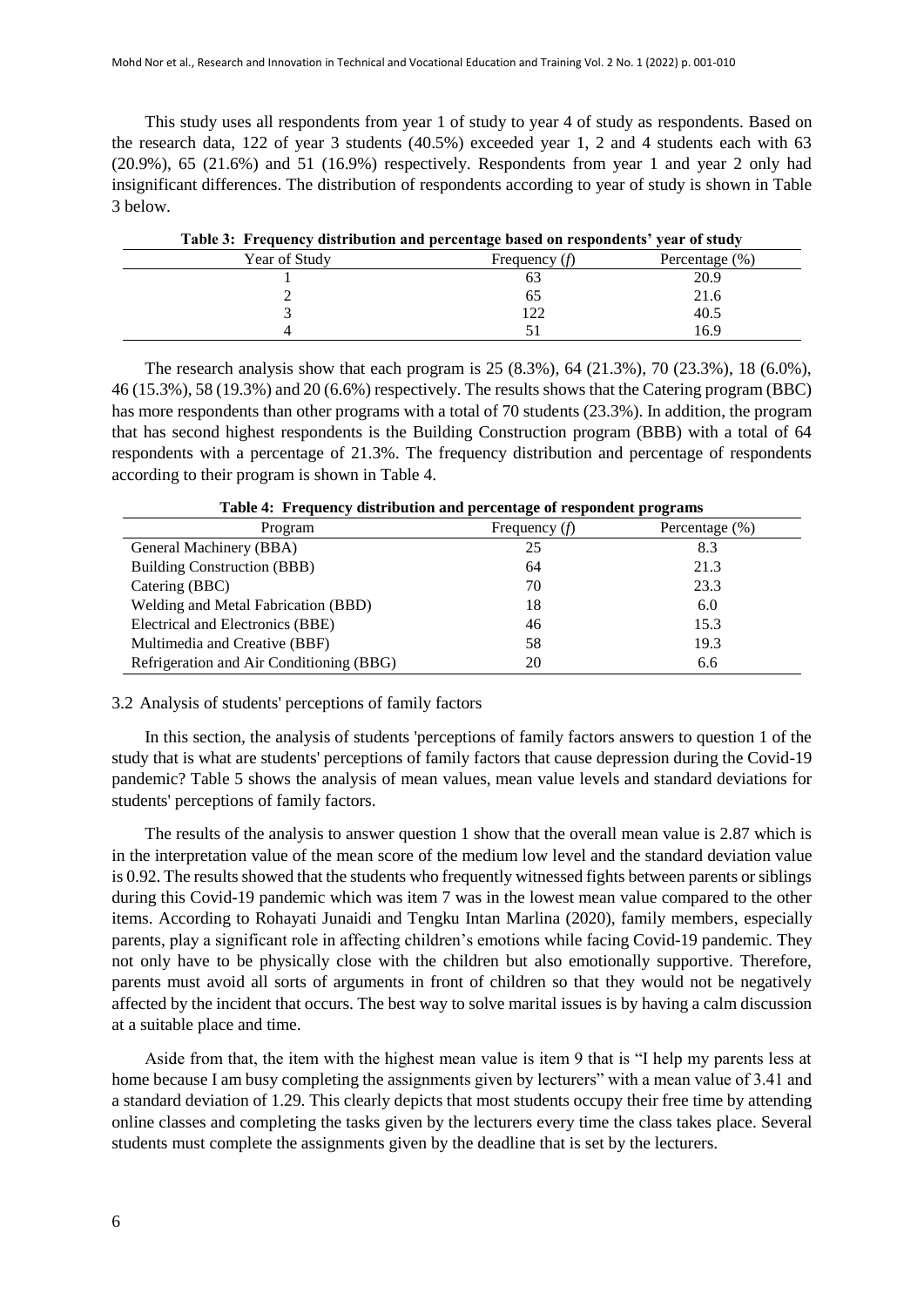This study uses all respondents from year 1 of study to year 4 of study as respondents. Based on the research data, 122 of year 3 students (40.5%) exceeded year 1, 2 and 4 students each with 63 (20.9%), 65 (21.6%) and 51 (16.9%) respectively. Respondents from year 1 and year 2 only had insignificant differences. The distribution of respondents according to year of study is shown in Table 3 below.

**Table 3: Frequency distribution and percentage based on respondents' year of study**

| Year of Study | Frequency (*f*) | Percentage (%) |
|---|---|---|
| 1 | 63 | 20.9 |
| 2 | 65 | 21.6 |
| 3 | 122 | 40.5 |
| 4 | 51 | 16.9 |

The research analysis show that each program is 25 (8.3%), 64 (21.3%), 70 (23.3%), 18 (6.0%), 46 (15.3%), 58 (19.3%) and 20 (6.6%) respectively. The results shows that the Catering program (BBC) has more respondents than other programs with a total of 70 students (23.3%). In addition, the program that has second highest respondents is the Building Construction program (BBB) with a total of 64 respondents with a percentage of 21.3%. The frequency distribution and percentage of respondents according to their program is shown in Table 4.

**Table 4: Frequency distribution and percentage of respondent programs**

| Program | Frequency (*f*) | Percentage (%) |
|---|---|---|
| General Machinery (BBA) | 25 | 8.3 |
| Building Construction (BBB) | 64 | 21.3 |
| Catering (BBC) | 70 | 23.3 |
| Welding and Metal Fabrication (BBD) | 18 | 6.0 |
| Electrical and Electronics (BBE) | 46 | 15.3 |
| Multimedia and Creative (BBF) | 58 | 19.3 |
| Refrigeration and Air Conditioning (BBG) | 20 | 6.6 |

### 3.2 Analysis of students' perceptions of family factors

In this section, the analysis of students 'perceptions of family factors answers to question 1 of the study that is what are students' perceptions of family factors that cause depression during the Covid-19 pandemic? Table 5 shows the analysis of mean values, mean value levels and standard deviations for students' perceptions of family factors.

The results of the analysis to answer question 1 show that the overall mean value is 2.87 which is in the interpretation value of the mean score of the medium low level and the standard deviation value is 0.92. The results showed that the students who frequently witnessed fights between parents or siblings during this Covid-19 pandemic which was item 7 was in the lowest mean value compared to the other items. According to Rohayati Junaidi and Tengku Intan Marlina (2020), family members, especially parents, play a significant role in affecting children's emotions while facing Covid-19 pandemic. They not only have to be physically close with the children but also emotionally supportive. Therefore, parents must avoid all sorts of arguments in front of children so that they would not be negatively affected by the incident that occurs. The best way to solve marital issues is by having a calm discussion at a suitable place and time.

Aside from that, the item with the highest mean value is item 9 that is "I help my parents less at home because I am busy completing the assignments given by lecturers" with a mean value of 3.41 and a standard deviation of 1.29. This clearly depicts that most students occupy their free time by attending online classes and completing the tasks given by the lecturers every time the class takes place. Several students must complete the assignments given by the deadline that is set by the lecturers.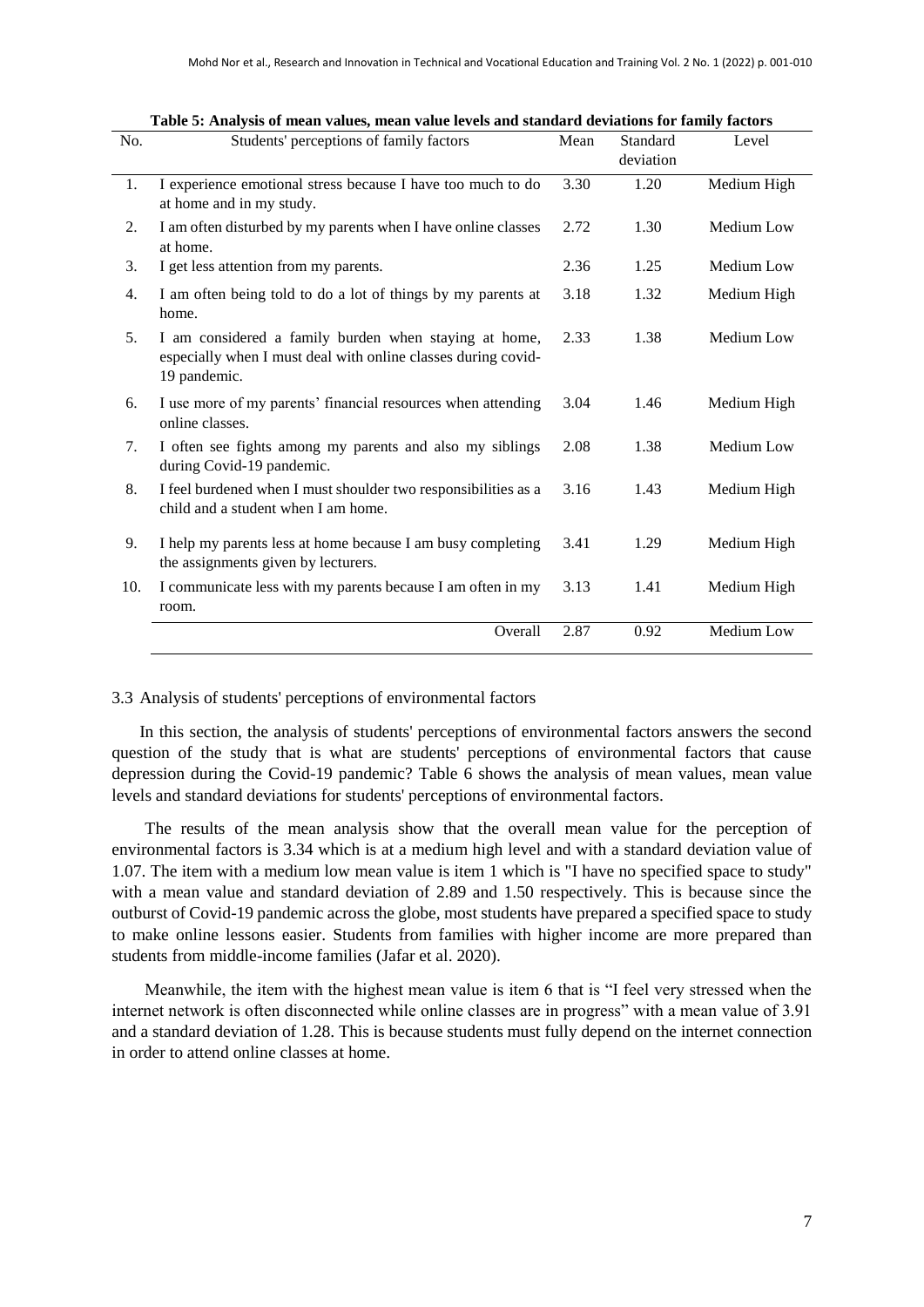**Table 5: Analysis of mean values, mean value levels and standard deviations for family factors**

| No. | Students' perceptions of family factors | Mean | Standard deviation | Level |
|---|---|---|---|---|
| 1. | I experience emotional stress because I have too much to do at home and in my study. | 3.30 | 1.20 | Medium High |
| 2. | I am often disturbed by my parents when I have online classes at home. | 2.72 | 1.30 | Medium Low |
| 3. | I get less attention from my parents. | 2.36 | 1.25 | Medium Low |
| 4. | I am often being told to do a lot of things by my parents at home. | 3.18 | 1.32 | Medium High |
| 5. | I am considered a family burden when staying at home, especially when I must deal with online classes during covid-19 pandemic. | 2.33 | 1.38 | Medium Low |
| 6. | I use more of my parents' financial resources when attending online classes. | 3.04 | 1.46 | Medium High |
| 7. | I often see fights among my parents and also my siblings during Covid-19 pandemic. | 2.08 | 1.38 | Medium Low |
| 8. | I feel burdened when I must shoulder two responsibilities as a child and a student when I am home. | 3.16 | 1.43 | Medium High |
| 9. | I help my parents less at home because I am busy completing the assignments given by lecturers. | 3.41 | 1.29 | Medium High |
| 10. | I communicate less with my parents because I am often in my room. | 3.13 | 1.41 | Medium High |
| | Overall | 2.87 | 0.92 | Medium Low |

### 3.3 Analysis of students' perceptions of environmental factors

In this section, the analysis of students' perceptions of environmental factors answers the second question of the study that is what are students' perceptions of environmental factors that cause depression during the Covid-19 pandemic? Table 6 shows the analysis of mean values, mean value levels and standard deviations for students' perceptions of environmental factors.

The results of the mean analysis show that the overall mean value for the perception of environmental factors is 3.34 which is at a medium high level and with a standard deviation value of 1.07. The item with a medium low mean value is item 1 which is "I have no specified space to study" with a mean value and standard deviation of 2.89 and 1.50 respectively. This is because since the outburst of Covid-19 pandemic across the globe, most students have prepared a specified space to study to make online lessons easier. Students from families with higher income are more prepared than students from middle-income families (Jafar et al. 2020).

Meanwhile, the item with the highest mean value is item 6 that is "I feel very stressed when the internet network is often disconnected while online classes are in progress" with a mean value of 3.91 and a standard deviation of 1.28. This is because students must fully depend on the internet connection in order to attend online classes at home.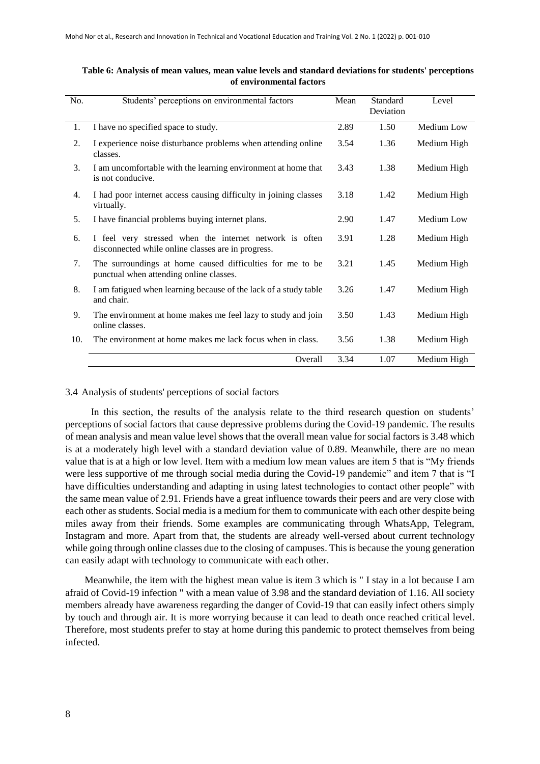**Table 6: Analysis of mean values, mean value levels and standard deviations for students' perceptions of environmental factors**

| No. | Students' perceptions on environmental factors | Mean | Standard Deviation | Level |
|---|---|---|---|---|
| 1. | I have no specified space to study. | 2.89 | 1.50 | Medium Low |
| 2. | I experience noise disturbance problems when attending online classes. | 3.54 | 1.36 | Medium High |
| 3. | I am uncomfortable with the learning environment at home that is not conducive. | 3.43 | 1.38 | Medium High |
| 4. | I had poor internet access causing difficulty in joining classes virtually. | 3.18 | 1.42 | Medium High |
| 5. | I have financial problems buying internet plans. | 2.90 | 1.47 | Medium Low |
| 6. | I feel very stressed when the internet network is often disconnected while online classes are in progress. | 3.91 | 1.28 | Medium High |
| 7. | The surroundings at home caused difficulties for me to be punctual when attending online classes. | 3.21 | 1.45 | Medium High |
| 8. | I am fatigued when learning because of the lack of a study table and chair. | 3.26 | 1.47 | Medium High |
| 9. | The environment at home makes me feel lazy to study and join online classes. | 3.50 | 1.43 | Medium High |
| 10. | The environment at home makes me lack focus when in class. | 3.56 | 1.38 | Medium High |
| | Overall | 3.34 | 1.07 | Medium High |

### 3.4 Analysis of students' perceptions of social factors

In this section, the results of the analysis relate to the third research question on students' perceptions of social factors that cause depressive problems during the Covid-19 pandemic. The results of mean analysis and mean value level shows that the overall mean value for social factors is 3.48 which is at a moderately high level with a standard deviation value of 0.89. Meanwhile, there are no mean value that is at a high or low level. Item with a medium low mean values are item 5 that is "My friends were less supportive of me through social media during the Covid-19 pandemic" and item 7 that is "I have difficulties understanding and adapting in using latest technologies to contact other people" with the same mean value of 2.91. Friends have a great influence towards their peers and are very close with each other as students. Social media is a medium for them to communicate with each other despite being miles away from their friends. Some examples are communicating through WhatsApp, Telegram, Instagram and more. Apart from that, the students are already well-versed about current technology while going through online classes due to the closing of campuses. This is because the young generation can easily adapt with technology to communicate with each other.

Meanwhile, the item with the highest mean value is item 3 which is " I stay in a lot because I am afraid of Covid-19 infection " with a mean value of 3.98 and the standard deviation of 1.16. All society members already have awareness regarding the danger of Covid-19 that can easily infect others simply by touch and through air. It is more worrying because it can lead to death once reached critical level. Therefore, most students prefer to stay at home during this pandemic to protect themselves from being infected.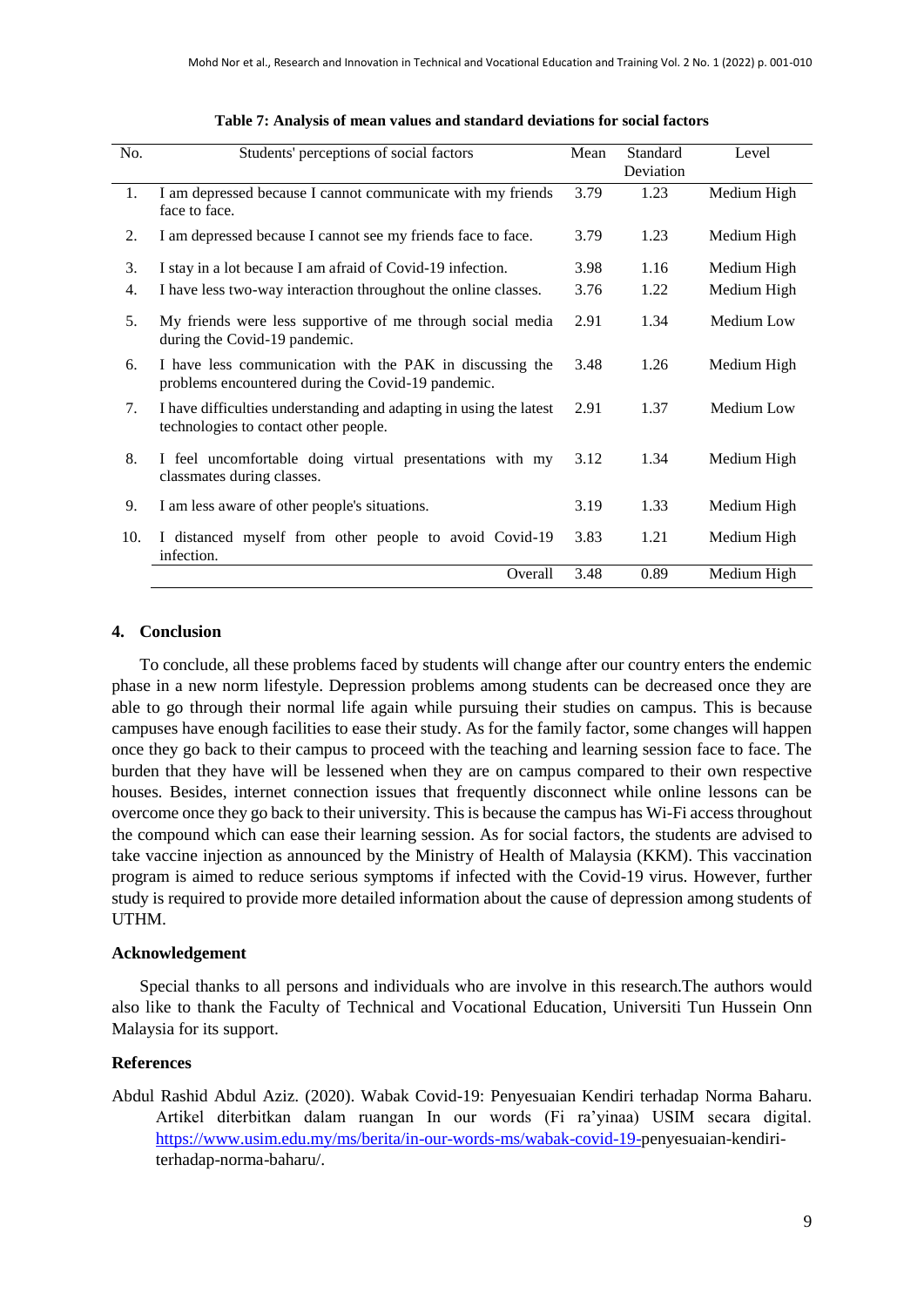**Table 7: Analysis of mean values and standard deviations for social factors**

| No. | Students' perceptions of social factors | Mean | Standard Deviation | Level |
|---|---|---|---|---|
| 1. | I am depressed because I cannot communicate with my friends face to face. | 3.79 | 1.23 | Medium High |
| 2. | I am depressed because I cannot see my friends face to face. | 3.79 | 1.23 | Medium High |
| 3. | I stay in a lot because I am afraid of Covid-19 infection. | 3.98 | 1.16 | Medium High |
| 4. | I have less two-way interaction throughout the online classes. | 3.76 | 1.22 | Medium High |
| 5. | My friends were less supportive of me through social media during the Covid-19 pandemic. | 2.91 | 1.34 | Medium Low |
| 6. | I have less communication with the PAK in discussing the problems encountered during the Covid-19 pandemic. | 3.48 | 1.26 | Medium High |
| 7. | I have difficulties understanding and adapting in using the latest technologies to contact other people. | 2.91 | 1.37 | Medium Low |
| 8. | I feel uncomfortable doing virtual presentations with my classmates during classes. | 3.12 | 1.34 | Medium High |
| 9. | I am less aware of other people's situations. | 3.19 | 1.33 | Medium High |
| 10. | I distanced myself from other people to avoid Covid-19 infection. | 3.83 | 1.21 | Medium High |
| | Overall | 3.48 | 0.89 | Medium High |

## 4. Conclusion

To conclude, all these problems faced by students will change after our country enters the endemic phase in a new norm lifestyle. Depression problems among students can be decreased once they are able to go through their normal life again while pursuing their studies on campus. This is because campuses have enough facilities to ease their study. As for the family factor, some changes will happen once they go back to their campus to proceed with the teaching and learning session face to face. The burden that they have will be lessened when they are on campus compared to their own respective houses. Besides, internet connection issues that frequently disconnect while online lessons can be overcome once they go back to their university. This is because the campus has Wi-Fi access throughout the compound which can ease their learning session. As for social factors, the students are advised to take vaccine injection as announced by the Ministry of Health of Malaysia (KKM). This vaccination program is aimed to reduce serious symptoms if infected with the Covid-19 virus. However, further study is required to provide more detailed information about the cause of depression among students of UTHM.

## Acknowledgement

Special thanks to all persons and individuals who are involve in this research.The authors would also like to thank the Faculty of Technical and Vocational Education, Universiti Tun Hussein Onn Malaysia for its support.

## References

Abdul Rashid Abdul Aziz. (2020). Wabak Covid-19: Penyesuaian Kendiri terhadap Norma Baharu. Artikel diterbitkan dalam ruangan In our words (Fi ra'yinaa) USIM secara digital. https://www.usim.edu.my/ms/berita/in-our-words-ms/wabak-covid-19-penyesuaian-kendiri-terhadap-norma-baharu/.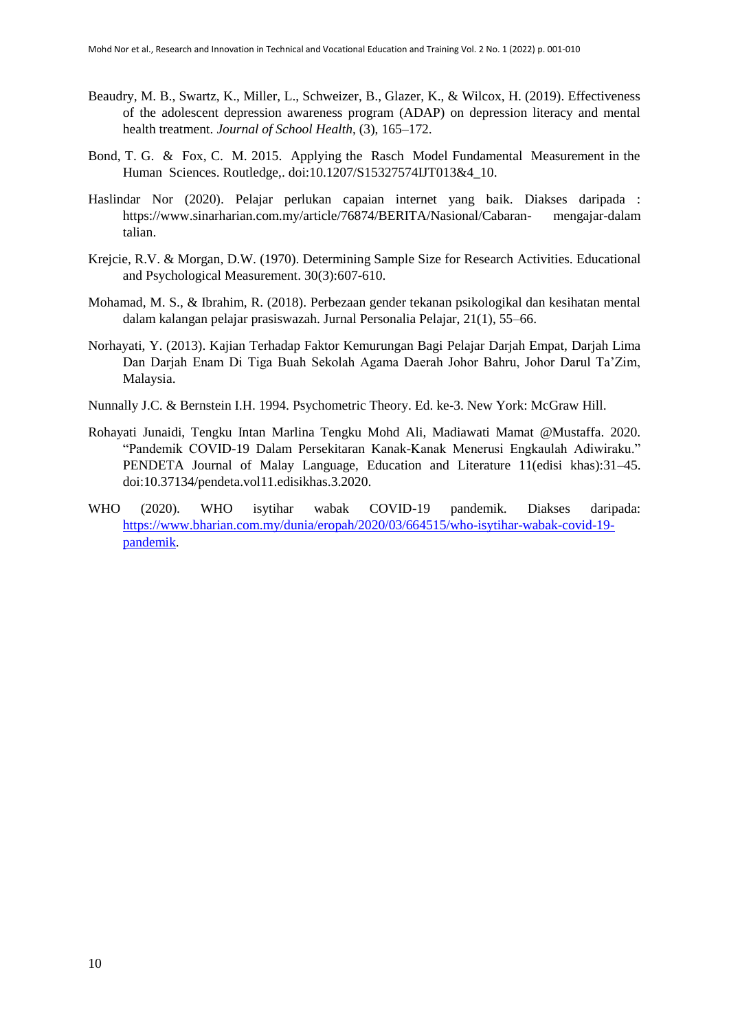Beaudry, M. B., Swartz, K., Miller, L., Schweizer, B., Glazer, K., & Wilcox, H. (2019). Effectiveness of the adolescent depression awareness program (ADAP) on depression literacy and mental health treatment. *Journal of School Health*, (3), 165–172.

Bond, T. G. & Fox, C. M. 2015. Applying the Rasch Model Fundamental Measurement in the Human Sciences. Routledge,. doi:10.1207/S15327574IJT013&4_10.

Haslindar Nor (2020). Pelajar perlukan capaian internet yang baik. Diakses daripada : https://www.sinarharian.com.my/article/76874/BERITA/Nasional/Cabaran- mengajar-dalam talian.

Krejcie, R.V. & Morgan, D.W. (1970). Determining Sample Size for Research Activities. Educational and Psychological Measurement. 30(3):607-610.

Mohamad, M. S., & Ibrahim, R. (2018). Perbezaan gender tekanan psikologikal dan kesihatan mental dalam kalangan pelajar prasiswazah. Jurnal Personalia Pelajar, 21(1), 55–66.

Norhayati, Y. (2013). Kajian Terhadap Faktor Kemurungan Bagi Pelajar Darjah Empat, Darjah Lima Dan Darjah Enam Di Tiga Buah Sekolah Agama Daerah Johor Bahru, Johor Darul Ta'Zim, Malaysia.

Nunnally J.C. & Bernstein I.H. 1994. Psychometric Theory. Ed. ke-3. New York: McGraw Hill.

Rohayati Junaidi, Tengku Intan Marlina Tengku Mohd Ali, Madiawati Mamat @Mustaffa. 2020. "Pandemik COVID-19 Dalam Persekitaran Kanak-Kanak Menerusi Engkaulah Adiwiraku." PENDETA Journal of Malay Language, Education and Literature 11(edisi khas):31–45. doi:10.37134/pendeta.vol11.edisikhas.3.2020.

WHO (2020). WHO isytihar wabak COVID-19 pandemik. Diakses daripada: https://www.bharian.com.my/dunia/eropah/2020/03/664515/who-isytihar-wabak-covid-19-pandemik.